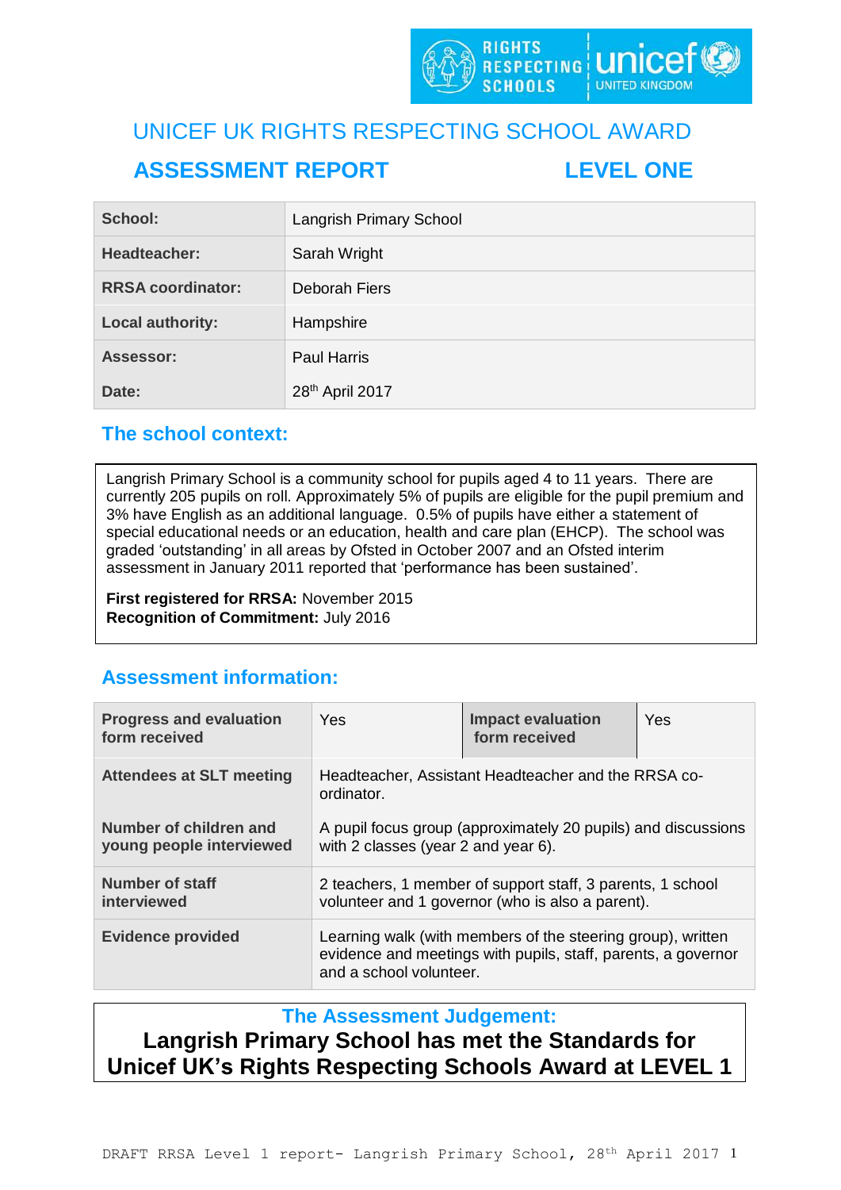# UNICEF UK RIGHTS RESPECTING SCHOOL AWARD

## ASSESSMENT REPORT LEVEL ONE

| School: | Langrish Primary School |
|---|---|
| Headteacher: | Sarah Wright |
| RRSA coordinator: | Deborah Fiers |
| Local authority: | Hampshire |
| Assessor: | Paul Harris |
| Date: | 28th April 2017 |

## The school context:

Langrish Primary School is a community school for pupils aged 4 to 11 years. There are currently 205 pupils on roll. Approximately 5% of pupils are eligible for the pupil premium and 3% have English as an additional language. 0.5% of pupils have either a statement of special educational needs or an education, health and care plan (EHCP). The school was graded 'outstanding' in all areas by Ofsted in October 2007 and an Ofsted interim assessment in January 2011 reported that 'performance has been sustained'.

**First registered for RRSA:** November 2015
**Recognition of Commitment:** July 2016

## Assessment information:

| Progress and evaluation form received | Yes | Impact evaluation form received | Yes |
|---|---|---|---|
| Attendees at SLT meeting | Headteacher, Assistant Headteacher and the RRSA co-ordinator. | | |
| Number of children and young people interviewed | A pupil focus group (approximately 20 pupils) and discussions with 2 classes (year 2 and year 6). | | |
| Number of staff interviewed | 2 teachers, 1 member of support staff, 3 parents, 1 school volunteer and 1 governor (who is also a parent). | | |
| Evidence provided | Learning walk (with members of the steering group), written evidence and meetings with pupils, staff, parents, a governor and a school volunteer. | | |

## The Assessment Judgement:

**Langrish Primary School has met the Standards for Unicef UK's Rights Respecting Schools Award at LEVEL 1**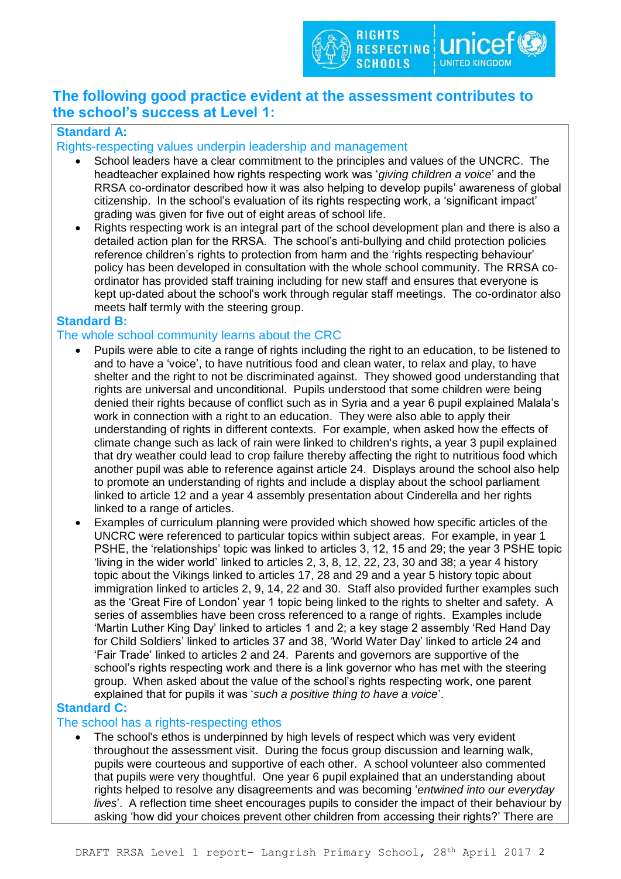## The following good practice evident at the assessment contributes to the school's success at Level 1:

### Standard A:
Rights-respecting values underpin leadership and management

- School leaders have a clear commitment to the principles and values of the UNCRC. The headteacher explained how rights respecting work was '*giving children a voice*' and the RRSA co-ordinator described how it was also helping to develop pupils' awareness of global citizenship. In the school's evaluation of its rights respecting work, a 'significant impact' grading was given for five out of eight areas of school life.
- Rights respecting work is an integral part of the school development plan and there is also a detailed action plan for the RRSA. The school's anti-bullying and child protection policies reference children's rights to protection from harm and the 'rights respecting behaviour' policy has been developed in consultation with the whole school community. The RRSA co-ordinator has provided staff training including for new staff and ensures that everyone is kept up-dated about the school's work through regular staff meetings. The co-ordinator also meets half termly with the steering group.

### Standard B:
The whole school community learns about the CRC

- Pupils were able to cite a range of rights including the right to an education, to be listened to and to have a 'voice', to have nutritious food and clean water, to relax and play, to have shelter and the right to not be discriminated against. They showed good understanding that rights are universal and unconditional. Pupils understood that some children were being denied their rights because of conflict such as in Syria and a year 6 pupil explained Malala's work in connection with a right to an education. They were also able to apply their understanding of rights in different contexts. For example, when asked how the effects of climate change such as lack of rain were linked to children's rights, a year 3 pupil explained that dry weather could lead to crop failure thereby affecting the right to nutritious food which another pupil was able to reference against article 24. Displays around the school also help to promote an understanding of rights and include a display about the school parliament linked to article 12 and a year 4 assembly presentation about Cinderella and her rights linked to a range of articles.
- Examples of curriculum planning were provided which showed how specific articles of the UNCRC were referenced to particular topics within subject areas. For example, in year 1 PSHE, the 'relationships' topic was linked to articles 3, 12, 15 and 29; the year 3 PSHE topic 'living in the wider world' linked to articles 2, 3, 8, 12, 22, 23, 30 and 38; a year 4 history topic about the Vikings linked to articles 17, 28 and 29 and a year 5 history topic about immigration linked to articles 2, 9, 14, 22 and 30. Staff also provided further examples such as the 'Great Fire of London' year 1 topic being linked to the rights to shelter and safety. A series of assemblies have been cross referenced to a range of rights. Examples include 'Martin Luther King Day' linked to articles 1 and 2; a key stage 2 assembly 'Red Hand Day for Child Soldiers' linked to articles 37 and 38, 'World Water Day' linked to article 24 and 'Fair Trade' linked to articles 2 and 24. Parents and governors are supportive of the school's rights respecting work and there is a link governor who has met with the steering group. When asked about the value of the school's rights respecting work, one parent explained that for pupils it was '*such a positive thing to have a voice*'.

### Standard C:
The school has a rights-respecting ethos

- The school's ethos is underpinned by high levels of respect which was very evident throughout the assessment visit. During the focus group discussion and learning walk, pupils were courteous and supportive of each other. A school volunteer also commented that pupils were very thoughtful. One year 6 pupil explained that an understanding about rights helped to resolve any disagreements and was becoming '*entwined into our everyday lives*'. A reflection time sheet encourages pupils to consider the impact of their behaviour by asking 'how did your choices prevent other children from accessing their rights?' There are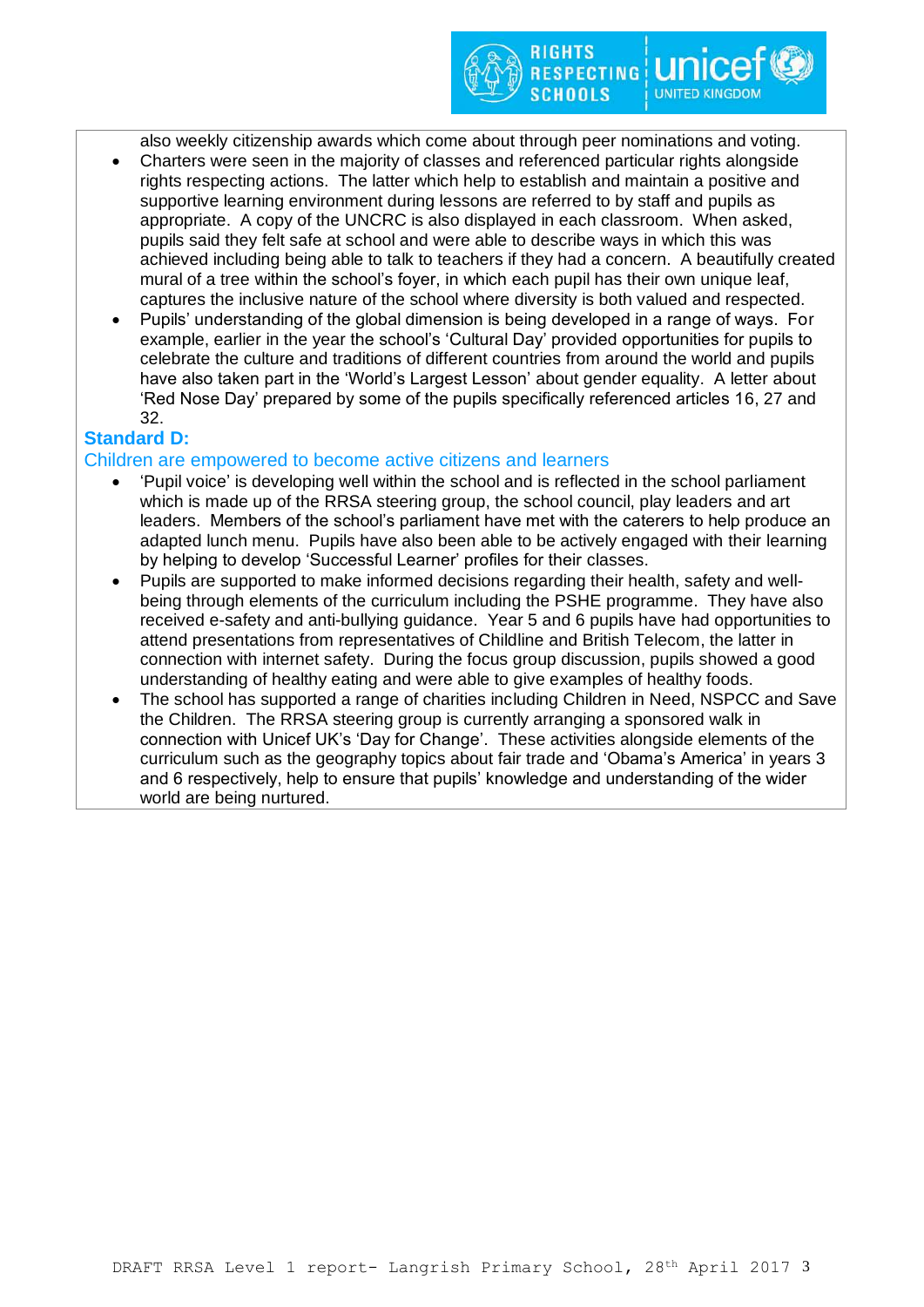also weekly citizenship awards which come about through peer nominations and voting.

- Charters were seen in the majority of classes and referenced particular rights alongside rights respecting actions. The latter which help to establish and maintain a positive and supportive learning environment during lessons are referred to by staff and pupils as appropriate. A copy of the UNCRC is also displayed in each classroom. When asked, pupils said they felt safe at school and were able to describe ways in which this was achieved including being able to talk to teachers if they had a concern. A beautifully created mural of a tree within the school's foyer, in which each pupil has their own unique leaf, captures the inclusive nature of the school where diversity is both valued and respected.
- Pupils' understanding of the global dimension is being developed in a range of ways. For example, earlier in the year the school's 'Cultural Day' provided opportunities for pupils to celebrate the culture and traditions of different countries from around the world and pupils have also taken part in the 'World's Largest Lesson' about gender equality. A letter about 'Red Nose Day' prepared by some of the pupils specifically referenced articles 16, 27 and 32.

## Standard D:

### Children are empowered to become active citizens and learners

- 'Pupil voice' is developing well within the school and is reflected in the school parliament which is made up of the RRSA steering group, the school council, play leaders and art leaders. Members of the school's parliament have met with the caterers to help produce an adapted lunch menu. Pupils have also been able to be actively engaged with their learning by helping to develop 'Successful Learner' profiles for their classes.
- Pupils are supported to make informed decisions regarding their health, safety and well-being through elements of the curriculum including the PSHE programme. They have also received e-safety and anti-bullying guidance. Year 5 and 6 pupils have had opportunities to attend presentations from representatives of Childline and British Telecom, the latter in connection with internet safety. During the focus group discussion, pupils showed a good understanding of healthy eating and were able to give examples of healthy foods.
- The school has supported a range of charities including Children in Need, NSPCC and Save the Children. The RRSA steering group is currently arranging a sponsored walk in connection with Unicef UK's 'Day for Change'. These activities alongside elements of the curriculum such as the geography topics about fair trade and 'Obama's America' in years 3 and 6 respectively, help to ensure that pupils' knowledge and understanding of the wider world are being nurtured.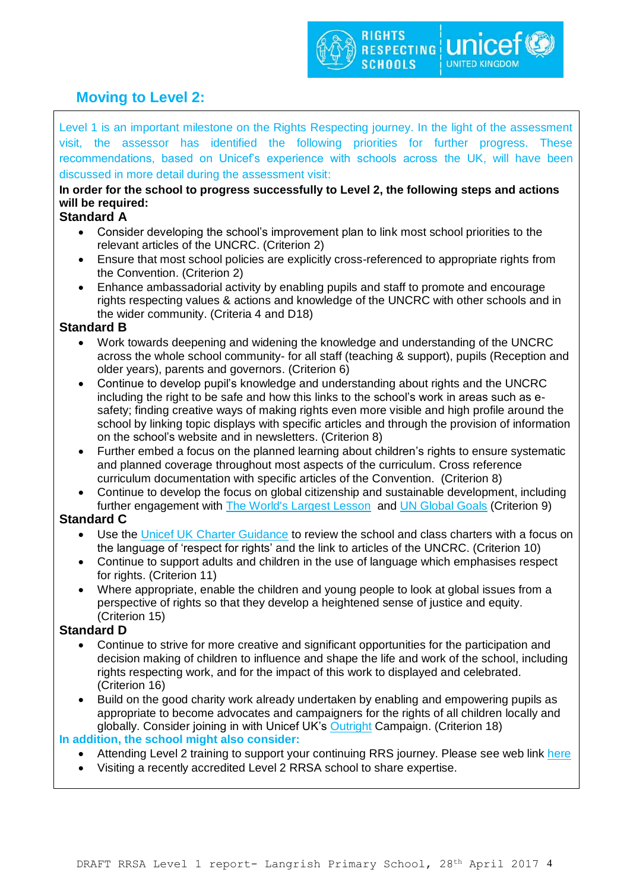## Moving to Level 2:

Level 1 is an important milestone on the Rights Respecting journey. In the light of the assessment visit, the assessor has identified the following priorities for further progress. These recommendations, based on Unicef's experience with schools across the UK, will have been discussed in more detail during the assessment visit:

**In order for the school to progress successfully to Level 2, the following steps and actions will be required:**

**Standard A**

- Consider developing the school's improvement plan to link most school priorities to the relevant articles of the UNCRC. (Criterion 2)
- Ensure that most school policies are explicitly cross-referenced to appropriate rights from the Convention. (Criterion 2)
- Enhance ambassadorial activity by enabling pupils and staff to promote and encourage rights respecting values & actions and knowledge of the UNCRC with other schools and in the wider community. (Criteria 4 and D18)

**Standard B**

- Work towards deepening and widening the knowledge and understanding of the UNCRC across the whole school community- for all staff (teaching & support), pupils (Reception and older years), parents and governors. (Criterion 6)
- Continue to develop pupil's knowledge and understanding about rights and the UNCRC including the right to be safe and how this links to the school's work in areas such as e-safety; finding creative ways of making rights even more visible and high profile around the school by linking topic displays with specific articles and through the provision of information on the school's website and in newsletters. (Criterion 8)
- Further embed a focus on the planned learning about children's rights to ensure systematic and planned coverage throughout most aspects of the curriculum. Cross reference curriculum documentation with specific articles of the Convention. (Criterion 8)
- Continue to develop the focus on global citizenship and sustainable development, including further engagement with The World's Largest Lesson and UN Global Goals (Criterion 9)

**Standard C**

- Use the Unicef UK Charter Guidance to review the school and class charters with a focus on the language of 'respect for rights' and the link to articles of the UNCRC. (Criterion 10)
- Continue to support adults and children in the use of language which emphasises respect for rights. (Criterion 11)
- Where appropriate, enable the children and young people to look at global issues from a perspective of rights so that they develop a heightened sense of justice and equity. (Criterion 15)

**Standard D**

- Continue to strive for more creative and significant opportunities for the participation and decision making of children to influence and shape the life and work of the school, including rights respecting work, and for the impact of this work to displayed and celebrated. (Criterion 16)
- Build on the good charity work already undertaken by enabling and empowering pupils as appropriate to become advocates and campaigners for the rights of all children locally and globally. Consider joining in with Unicef UK's Outright Campaign. (Criterion 18)

**In addition, the school might also consider:**

- Attending Level 2 training to support your continuing RRS journey. Please see web link here
- Visiting a recently accredited Level 2 RRSA school to share expertise.